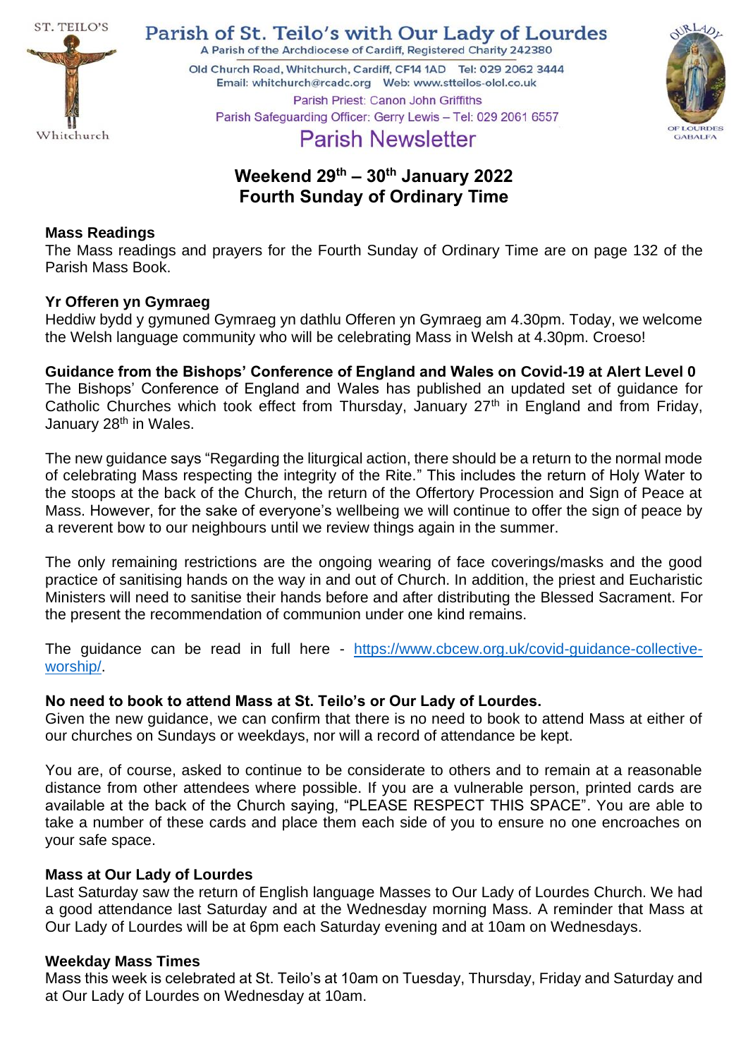ST. TEILO'S

Whitchurch

# Parish of St. Teilo's with Our Lady of Lourdes

A Parish of the Archdiocese of Cardiff, Registered Charity 242380

Old Church Road, Whitchurch, Cardiff, CF14 1AD Tel: 029 2062 3444
Email: whitchurch@rcadc.org Web: www.stteilos-olol.co.uk

Parish Priest: Canon John Griffiths

Parish Safeguarding Officer: Gerry Lewis – Tel: 029 2061 6557

OUR LADY OF LOURDES GABALFA

## Parish Newsletter

## Weekend 29th – 30th January 2022
## Fourth Sunday of Ordinary Time

### Mass Readings

The Mass readings and prayers for the Fourth Sunday of Ordinary Time are on page 132 of the Parish Mass Book.

### Yr Offeren yn Gymraeg

Heddiw bydd y gymuned Gymraeg yn dathlu Offeren yn Gymraeg am 4.30pm. Today, we welcome the Welsh language community who will be celebrating Mass in Welsh at 4.30pm. Croeso!

### Guidance from the Bishops' Conference of England and Wales on Covid-19 at Alert Level 0

The Bishops' Conference of England and Wales has published an updated set of guidance for Catholic Churches which took effect from Thursday, January 27th in England and from Friday, January 28th in Wales.

The new guidance says "Regarding the liturgical action, there should be a return to the normal mode of celebrating Mass respecting the integrity of the Rite." This includes the return of Holy Water to the stoops at the back of the Church, the return of the Offertory Procession and Sign of Peace at Mass. However, for the sake of everyone's wellbeing we will continue to offer the sign of peace by a reverent bow to our neighbours until we review things again in the summer.

The only remaining restrictions are the ongoing wearing of face coverings/masks and the good practice of sanitising hands on the way in and out of Church. In addition, the priest and Eucharistic Ministers will need to sanitise their hands before and after distributing the Blessed Sacrament. For the present the recommendation of communion under one kind remains.

The guidance can be read in full here - https://www.cbcew.org.uk/covid-guidance-collective-worship/.

### No need to book to attend Mass at St. Teilo's or Our Lady of Lourdes.

Given the new guidance, we can confirm that there is no need to book to attend Mass at either of our churches on Sundays or weekdays, nor will a record of attendance be kept.

You are, of course, asked to continue to be considerate to others and to remain at a reasonable distance from other attendees where possible. If you are a vulnerable person, printed cards are available at the back of the Church saying, "PLEASE RESPECT THIS SPACE". You are able to take a number of these cards and place them each side of you to ensure no one encroaches on your safe space.

### Mass at Our Lady of Lourdes

Last Saturday saw the return of English language Masses to Our Lady of Lourdes Church. We had a good attendance last Saturday and at the Wednesday morning Mass. A reminder that Mass at Our Lady of Lourdes will be at 6pm each Saturday evening and at 10am on Wednesdays.

### Weekday Mass Times

Mass this week is celebrated at St. Teilo's at 10am on Tuesday, Thursday, Friday and Saturday and at Our Lady of Lourdes on Wednesday at 10am.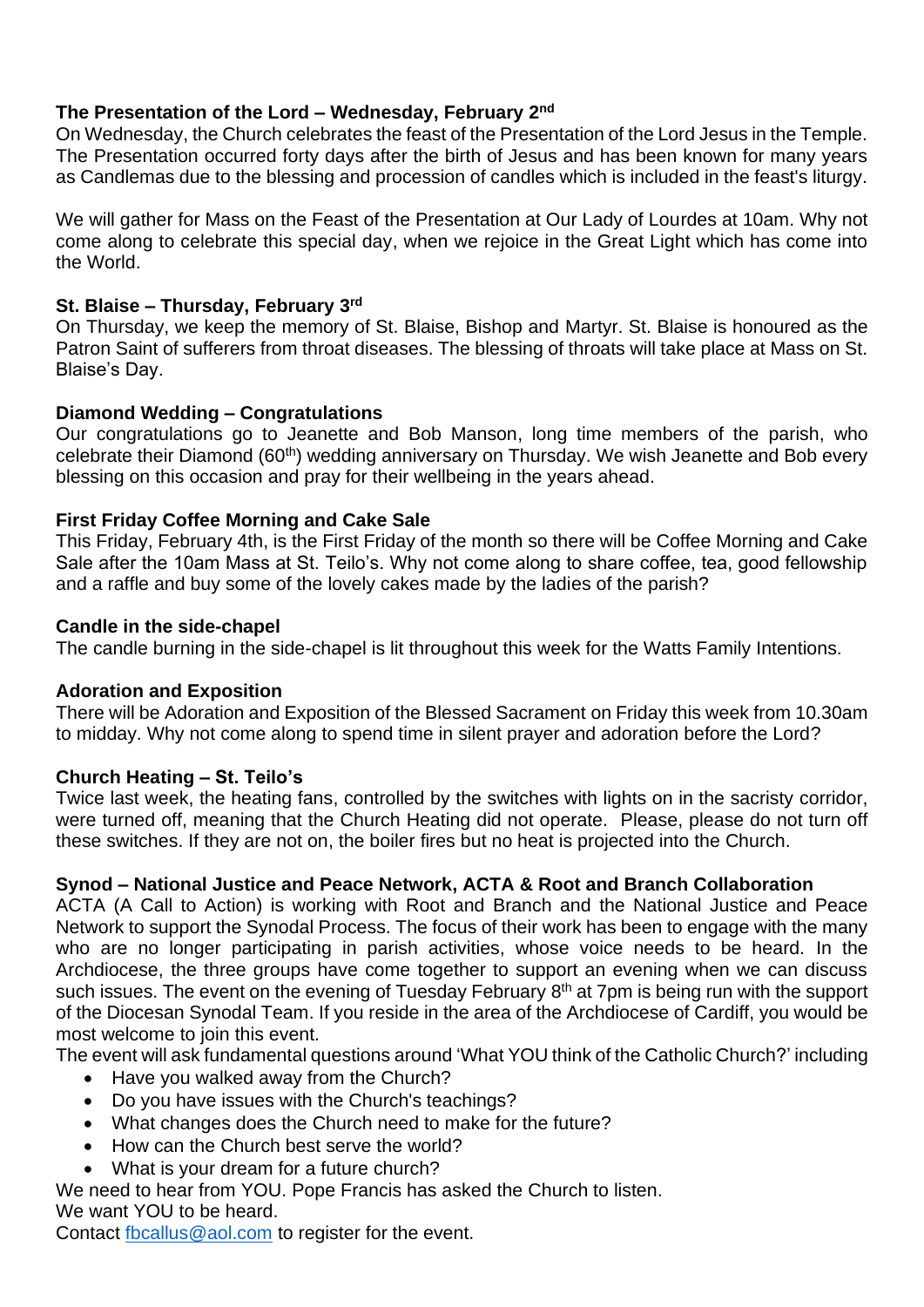**The Presentation of the Lord – Wednesday, February 2nd**

On Wednesday, the Church celebrates the feast of the Presentation of the Lord Jesus in the Temple. The Presentation occurred forty days after the birth of Jesus and has been known for many years as Candlemas due to the blessing and procession of candles which is included in the feast's liturgy.

We will gather for Mass on the Feast of the Presentation at Our Lady of Lourdes at 10am. Why not come along to celebrate this special day, when we rejoice in the Great Light which has come into the World.

**St. Blaise – Thursday, February 3rd**

On Thursday, we keep the memory of St. Blaise, Bishop and Martyr. St. Blaise is honoured as the Patron Saint of sufferers from throat diseases. The blessing of throats will take place at Mass on St. Blaise's Day.

**Diamond Wedding – Congratulations**

Our congratulations go to Jeanette and Bob Manson, long time members of the parish, who celebrate their Diamond (60th) wedding anniversary on Thursday. We wish Jeanette and Bob every blessing on this occasion and pray for their wellbeing in the years ahead.

**First Friday Coffee Morning and Cake Sale**

This Friday, February 4th, is the First Friday of the month so there will be Coffee Morning and Cake Sale after the 10am Mass at St. Teilo's. Why not come along to share coffee, tea, good fellowship and a raffle and buy some of the lovely cakes made by the ladies of the parish?

**Candle in the side-chapel**

The candle burning in the side-chapel is lit throughout this week for the Watts Family Intentions.

**Adoration and Exposition**

There will be Adoration and Exposition of the Blessed Sacrament on Friday this week from 10.30am to midday. Why not come along to spend time in silent prayer and adoration before the Lord?

**Church Heating – St. Teilo's**

Twice last week, the heating fans, controlled by the switches with lights on in the sacristy corridor, were turned off, meaning that the Church Heating did not operate. Please, please do not turn off these switches. If they are not on, the boiler fires but no heat is projected into the Church.

**Synod – National Justice and Peace Network, ACTA & Root and Branch Collaboration**

ACTA (A Call to Action) is working with Root and Branch and the National Justice and Peace Network to support the Synodal Process. The focus of their work has been to engage with the many who are no longer participating in parish activities, whose voice needs to be heard. In the Archdiocese, the three groups have come together to support an evening when we can discuss such issues. The event on the evening of Tuesday February 8th at 7pm is being run with the support of the Diocesan Synodal Team. If you reside in the area of the Archdiocese of Cardiff, you would be most welcome to join this event.

The event will ask fundamental questions around 'What YOU think of the Catholic Church?' including

- Have you walked away from the Church?
- Do you have issues with the Church's teachings?
- What changes does the Church need to make for the future?
- How can the Church best serve the world?
- What is your dream for a future church?

We need to hear from YOU. Pope Francis has asked the Church to listen.
We want YOU to be heard.
Contact fbcallus@aol.com to register for the event.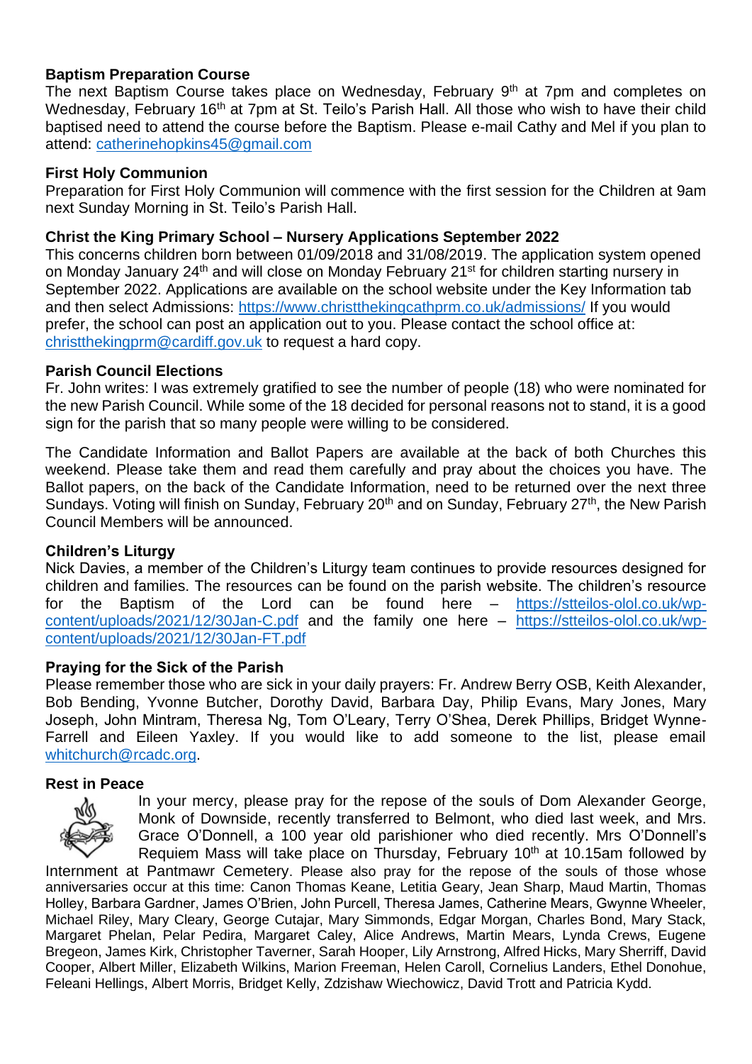**Baptism Preparation Course**

The next Baptism Course takes place on Wednesday, February 9th at 7pm and completes on Wednesday, February 16th at 7pm at St. Teilo's Parish Hall. All those who wish to have their child baptised need to attend the course before the Baptism. Please e-mail Cathy and Mel if you plan to attend: catherinehopkins45@gmail.com

**First Holy Communion**

Preparation for First Holy Communion will commence with the first session for the Children at 9am next Sunday Morning in St. Teilo's Parish Hall.

**Christ the King Primary School – Nursery Applications September 2022**

This concerns children born between 01/09/2018 and 31/08/2019. The application system opened on Monday January 24th and will close on Monday February 21st for children starting nursery in September 2022. Applications are available on the school website under the Key Information tab and then select Admissions: https://www.christthekingcathprm.co.uk/admissions/ If you would prefer, the school can post an application out to you. Please contact the school office at: christthekingprm@cardiff.gov.uk to request a hard copy.

**Parish Council Elections**

Fr. John writes: I was extremely gratified to see the number of people (18) who were nominated for the new Parish Council. While some of the 18 decided for personal reasons not to stand, it is a good sign for the parish that so many people were willing to be considered.

The Candidate Information and Ballot Papers are available at the back of both Churches this weekend. Please take them and read them carefully and pray about the choices you have. The Ballot papers, on the back of the Candidate Information, need to be returned over the next three Sundays. Voting will finish on Sunday, February 20th and on Sunday, February 27th, the New Parish Council Members will be announced.

**Children's Liturgy**

Nick Davies, a member of the Children's Liturgy team continues to provide resources designed for children and families. The resources can be found on the parish website. The children's resource for the Baptism of the Lord can be found here – https://stteilos-olol.co.uk/wp-content/uploads/2021/12/30Jan-C.pdf and the family one here – https://stteilos-olol.co.uk/wp-content/uploads/2021/12/30Jan-FT.pdf

**Praying for the Sick of the Parish**

Please remember those who are sick in your daily prayers: Fr. Andrew Berry OSB, Keith Alexander, Bob Bending, Yvonne Butcher, Dorothy David, Barbara Day, Philip Evans, Mary Jones, Mary Joseph, John Mintram, Theresa Ng, Tom O'Leary, Terry O'Shea, Derek Phillips, Bridget Wynne-Farrell and Eileen Yaxley. If you would like to add someone to the list, please email whitchurch@rcadc.org.

**Rest in Peace**

In your mercy, please pray for the repose of the souls of Dom Alexander George, Monk of Downside, recently transferred to Belmont, who died last week, and Mrs. Grace O'Donnell, a 100 year old parishioner who died recently. Mrs O'Donnell's Requiem Mass will take place on Thursday, February 10th at 10.15am followed by Internment at Pantmawr Cemetery. Please also pray for the repose of the souls of those whose anniversaries occur at this time: Canon Thomas Keane, Letitia Geary, Jean Sharp, Maud Martin, Thomas Holley, Barbara Gardner, James O'Brien, John Purcell, Theresa James, Catherine Mears, Gwynne Wheeler, Michael Riley, Mary Cleary, George Cutajar, Mary Simmonds, Edgar Morgan, Charles Bond, Mary Stack, Margaret Phelan, Pelar Pedira, Margaret Caley, Alice Andrews, Martin Mears, Lynda Crews, Eugene Bregeon, James Kirk, Christopher Taverner, Sarah Hooper, Lily Arnstrong, Alfred Hicks, Mary Sherriff, David Cooper, Albert Miller, Elizabeth Wilkins, Marion Freeman, Helen Caroll, Cornelius Landers, Ethel Donohue, Feleani Hellings, Albert Morris, Bridget Kelly, Zdzishaw Wiechowicz, David Trott and Patricia Kydd.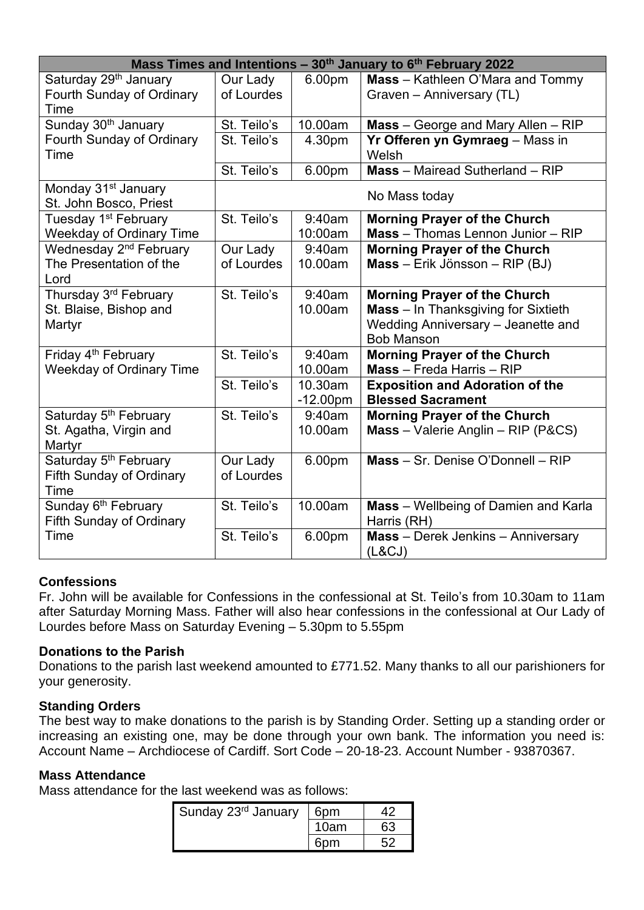| Mass Times and Intentions – 30th January to 6th February 2022 | | | |
|---|---|---|---|
| Saturday 29th January<br>Fourth Sunday of Ordinary Time | Our Lady of Lourdes | 6.00pm | **Mass** – Kathleen O'Mara and Tommy Graven – Anniversary (TL) |
| Sunday 30th January<br>Fourth Sunday of Ordinary Time | St. Teilo's | 10.00am | **Mass** – George and Mary Allen – RIP |
| | St. Teilo's | 4.30pm | **Yr Offeren yn Gymraeg** – Mass in Welsh |
| | St. Teilo's | 6.00pm | **Mass** – Mairead Sutherland – RIP |
| Monday 31st January<br>St. John Bosco, Priest | No Mass today | | |
| Tuesday 1st February<br>Weekday of Ordinary Time | St. Teilo's | 9:40am<br>10:00am | **Morning Prayer of the Church**<br>**Mass** – Thomas Lennon Junior – RIP |
| Wednesday 2nd February<br>The Presentation of the Lord | Our Lady of Lourdes | 9:40am<br>10.00am | **Morning Prayer of the Church**<br>**Mass** – Erik Jönsson – RIP (BJ) |
| Thursday 3rd February<br>St. Blaise, Bishop and Martyr | St. Teilo's | 9:40am<br>10.00am | **Morning Prayer of the Church**<br>**Mass** – In Thanksgiving for Sixtieth Wedding Anniversary – Jeanette and Bob Manson |
| Friday 4th February<br>Weekday of Ordinary Time | St. Teilo's | 9:40am<br>10.00am | **Morning Prayer of the Church**<br>**Mass** – Freda Harris – RIP |
| | St. Teilo's | 10.30am -12.00pm | **Exposition and Adoration of the Blessed Sacrament** |
| Saturday 5th February<br>St. Agatha, Virgin and Martyr | St. Teilo's | 9:40am<br>10.00am | **Morning Prayer of the Church**<br>**Mass** – Valerie Anglin – RIP (P&CS) |
| Saturday 5th February<br>Fifth Sunday of Ordinary Time | Our Lady of Lourdes | 6.00pm | **Mass** – Sr. Denise O'Donnell – RIP |
| Sunday 6th February<br>Fifth Sunday of Ordinary Time | St. Teilo's | 10.00am | **Mass** – Wellbeing of Damien and Karla Harris (RH) |
| | St. Teilo's | 6.00pm | **Mass** – Derek Jenkins – Anniversary (L&CJ) |

### Confessions

Fr. John will be available for Confessions in the confessional at St. Teilo's from 10.30am to 11am after Saturday Morning Mass. Father will also hear confessions in the confessional at Our Lady of Lourdes before Mass on Saturday Evening – 5.30pm to 5.55pm

### Donations to the Parish

Donations to the parish last weekend amounted to £771.52. Many thanks to all our parishioners for your generosity.

### Standing Orders

The best way to make donations to the parish is by Standing Order. Setting up a standing order or increasing an existing one, may be done through your own bank. The information you need is: Account Name – Archdiocese of Cardiff. Sort Code – 20-18-23. Account Number - 93870367.

### Mass Attendance

Mass attendance for the last weekend was as follows:

| | | |
|---|---|---|
| Sunday 23rd January | 6pm | 42 |
| | 10am | 63 |
| | 6pm | 52 |